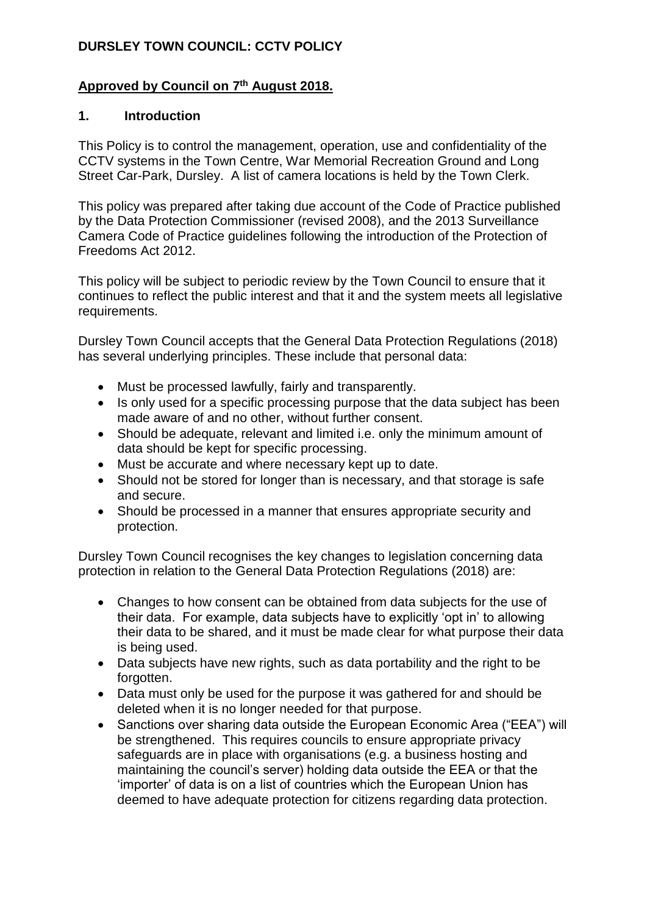# DURSLEY TOWN COUNCIL: CCTV POLICY

**Approved by Council on 7th August 2018.**

## 1. Introduction

This Policy is to control the management, operation, use and confidentiality of the CCTV systems in the Town Centre, War Memorial Recreation Ground and Long Street Car-Park, Dursley. A list of camera locations is held by the Town Clerk.

This policy was prepared after taking due account of the Code of Practice published by the Data Protection Commissioner (revised 2008), and the 2013 Surveillance Camera Code of Practice guidelines following the introduction of the Protection of Freedoms Act 2012.

This policy will be subject to periodic review by the Town Council to ensure that it continues to reflect the public interest and that it and the system meets all legislative requirements.

Dursley Town Council accepts that the General Data Protection Regulations (2018) has several underlying principles. These include that personal data:

- Must be processed lawfully, fairly and transparently.
- Is only used for a specific processing purpose that the data subject has been made aware of and no other, without further consent.
- Should be adequate, relevant and limited i.e. only the minimum amount of data should be kept for specific processing.
- Must be accurate and where necessary kept up to date.
- Should not be stored for longer than is necessary, and that storage is safe and secure.
- Should be processed in a manner that ensures appropriate security and protection.

Dursley Town Council recognises the key changes to legislation concerning data protection in relation to the General Data Protection Regulations (2018) are:

- Changes to how consent can be obtained from data subjects for the use of their data. For example, data subjects have to explicitly 'opt in' to allowing their data to be shared, and it must be made clear for what purpose their data is being used.
- Data subjects have new rights, such as data portability and the right to be forgotten.
- Data must only be used for the purpose it was gathered for and should be deleted when it is no longer needed for that purpose.
- Sanctions over sharing data outside the European Economic Area ("EEA") will be strengthened. This requires councils to ensure appropriate privacy safeguards are in place with organisations (e.g. a business hosting and maintaining the council's server) holding data outside the EEA or that the 'importer' of data is on a list of countries which the European Union has deemed to have adequate protection for citizens regarding data protection.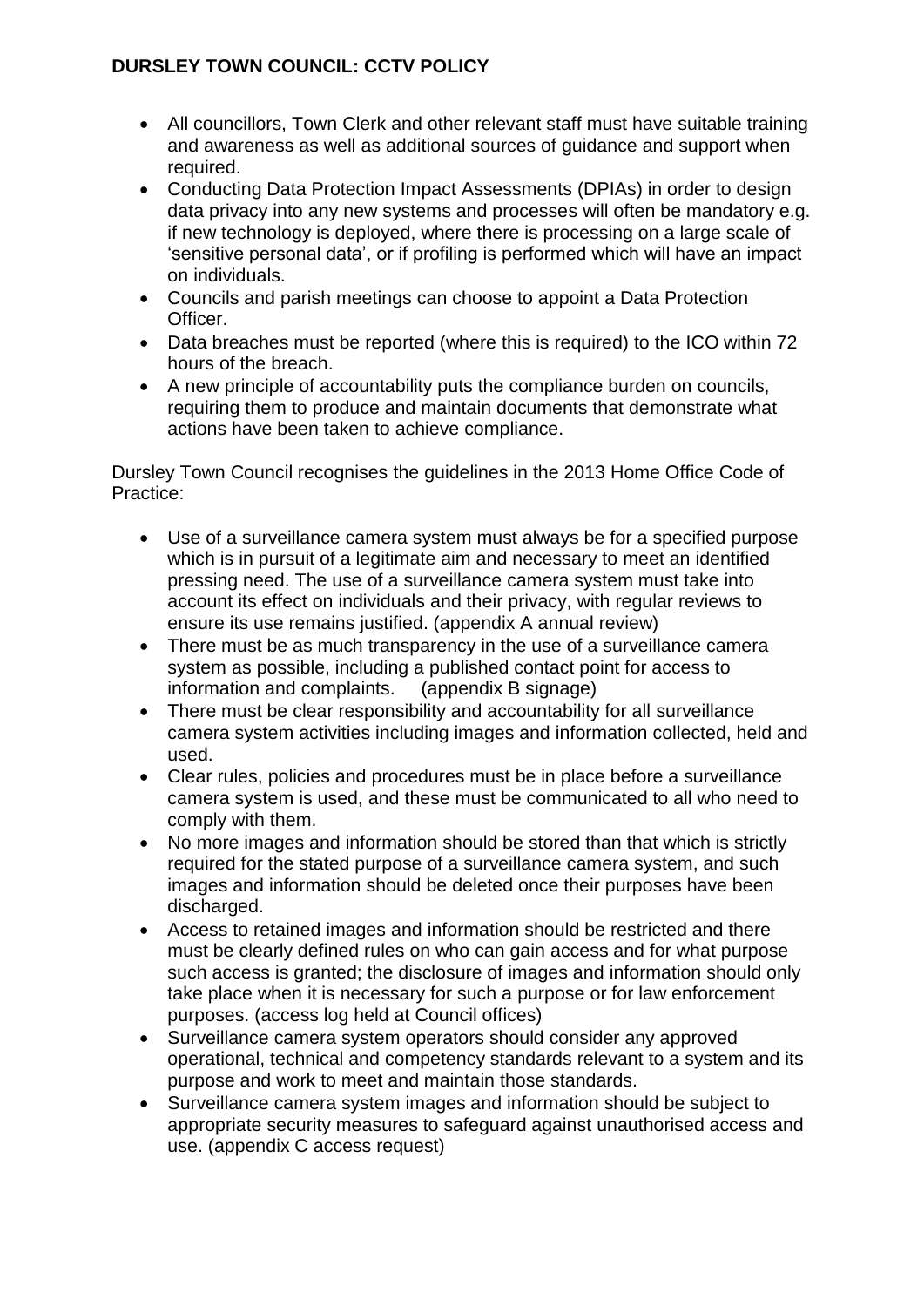- All councillors, Town Clerk and other relevant staff must have suitable training and awareness as well as additional sources of guidance and support when required.
- Conducting Data Protection Impact Assessments (DPIAs) in order to design data privacy into any new systems and processes will often be mandatory e.g. if new technology is deployed, where there is processing on a large scale of 'sensitive personal data', or if profiling is performed which will have an impact on individuals.
- Councils and parish meetings can choose to appoint a Data Protection Officer.
- Data breaches must be reported (where this is required) to the ICO within 72 hours of the breach.
- A new principle of accountability puts the compliance burden on councils, requiring them to produce and maintain documents that demonstrate what actions have been taken to achieve compliance.

Dursley Town Council recognises the guidelines in the 2013 Home Office Code of Practice:

- Use of a surveillance camera system must always be for a specified purpose which is in pursuit of a legitimate aim and necessary to meet an identified pressing need. The use of a surveillance camera system must take into account its effect on individuals and their privacy, with regular reviews to ensure its use remains justified. (appendix A annual review)
- There must be as much transparency in the use of a surveillance camera system as possible, including a published contact point for access to information and complaints. (appendix B signage)
- There must be clear responsibility and accountability for all surveillance camera system activities including images and information collected, held and used.
- Clear rules, policies and procedures must be in place before a surveillance camera system is used, and these must be communicated to all who need to comply with them.
- No more images and information should be stored than that which is strictly required for the stated purpose of a surveillance camera system, and such images and information should be deleted once their purposes have been discharged.
- Access to retained images and information should be restricted and there must be clearly defined rules on who can gain access and for what purpose such access is granted; the disclosure of images and information should only take place when it is necessary for such a purpose or for law enforcement purposes. (access log held at Council offices)
- Surveillance camera system operators should consider any approved operational, technical and competency standards relevant to a system and its purpose and work to meet and maintain those standards.
- Surveillance camera system images and information should be subject to appropriate security measures to safeguard against unauthorised access and use. (appendix C access request)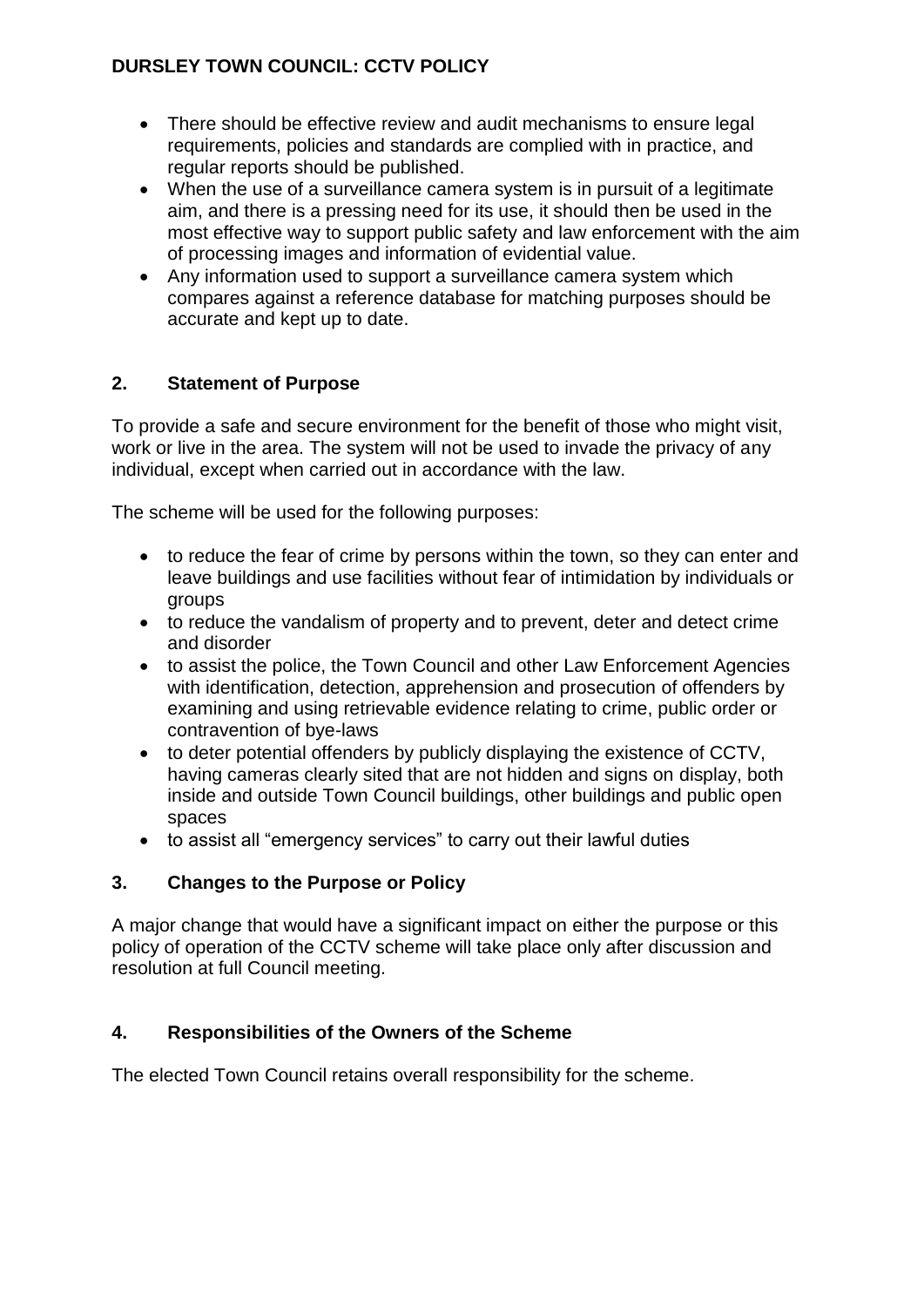- There should be effective review and audit mechanisms to ensure legal requirements, policies and standards are complied with in practice, and regular reports should be published.
- When the use of a surveillance camera system is in pursuit of a legitimate aim, and there is a pressing need for its use, it should then be used in the most effective way to support public safety and law enforcement with the aim of processing images and information of evidential value.
- Any information used to support a surveillance camera system which compares against a reference database for matching purposes should be accurate and kept up to date.

## 2. Statement of Purpose

To provide a safe and secure environment for the benefit of those who might visit, work or live in the area. The system will not be used to invade the privacy of any individual, except when carried out in accordance with the law.

The scheme will be used for the following purposes:

- to reduce the fear of crime by persons within the town, so they can enter and leave buildings and use facilities without fear of intimidation by individuals or groups
- to reduce the vandalism of property and to prevent, deter and detect crime and disorder
- to assist the police, the Town Council and other Law Enforcement Agencies with identification, detection, apprehension and prosecution of offenders by examining and using retrievable evidence relating to crime, public order or contravention of bye-laws
- to deter potential offenders by publicly displaying the existence of CCTV, having cameras clearly sited that are not hidden and signs on display, both inside and outside Town Council buildings, other buildings and public open spaces
- to assist all "emergency services" to carry out their lawful duties

## 3. Changes to the Purpose or Policy

A major change that would have a significant impact on either the purpose or this policy of operation of the CCTV scheme will take place only after discussion and resolution at full Council meeting.

## 4. Responsibilities of the Owners of the Scheme

The elected Town Council retains overall responsibility for the scheme.